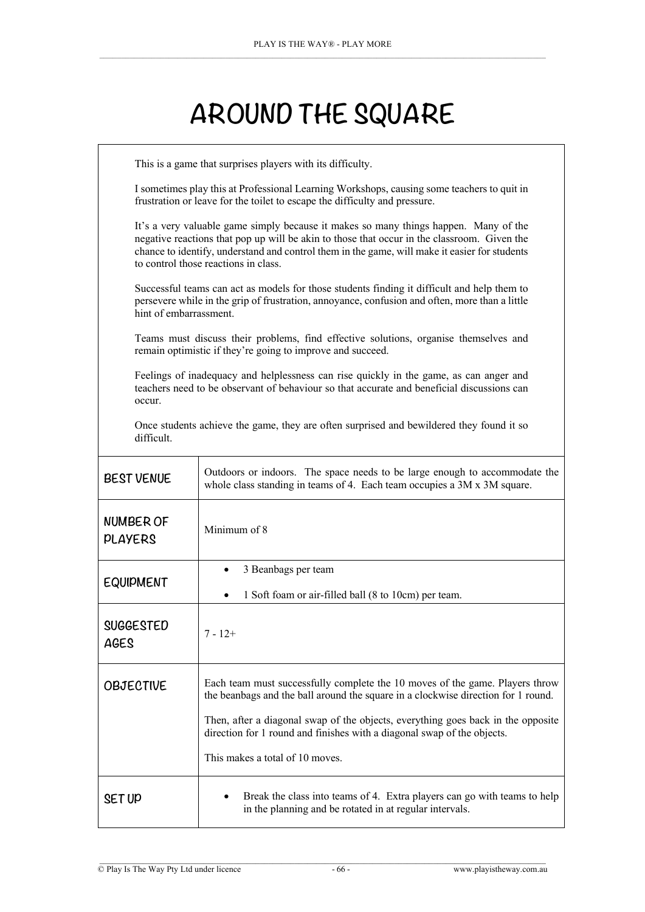# AROUND THE SQUARE

This is a game that surprises players with its difficulty.

I sometimes play this at Professional Learning Workshops, causing some teachers to quit in frustration or leave for the toilet to escape the difficulty and pressure.

It's a very valuable game simply because it makes so many things happen. Many of the negative reactions that pop up will be akin to those that occur in the classroom. Given the chance to identify, understand and control them in the game, will make it easier for students to control those reactions in class.

Successful teams can act as models for those students finding it difficult and help them to persevere while in the grip of frustration, annoyance, confusion and often, more than a little hint of embarrassment.

Teams must discuss their problems, find effective solutions, organise themselves and remain optimistic if they're going to improve and succeed.

Feelings of inadequacy and helplessness can rise quickly in the game, as can anger and teachers need to be observant of behaviour so that accurate and beneficial discussions can occur.

Once students achieve the game, they are often surprised and bewildered they found it so difficult.

| | |
|---|---|
| **BEST VENUE** | Outdoors or indoors. The space needs to be large enough to accommodate the whole class standing in teams of 4. Each team occupies a 3M x 3M square. |
| **NUMBER OF PLAYERS** | Minimum of 8 |
| **EQUIPMENT** | • 3 Beanbags per team<br>• 1 Soft foam or air-filled ball (8 to 10cm) per team. |
| **SUGGESTED AGES** | 7 - 12+ |
| **OBJECTIVE** | Each team must successfully complete the 10 moves of the game. Players throw the beanbags and the ball around the square in a clockwise direction for 1 round.<br><br>Then, after a diagonal swap of the objects, everything goes back in the opposite direction for 1 round and finishes with a diagonal swap of the objects.<br><br>This makes a total of 10 moves. |
| **SET UP** | • Break the class into teams of 4. Extra players can go with teams to help in the planning and be rotated in at regular intervals. |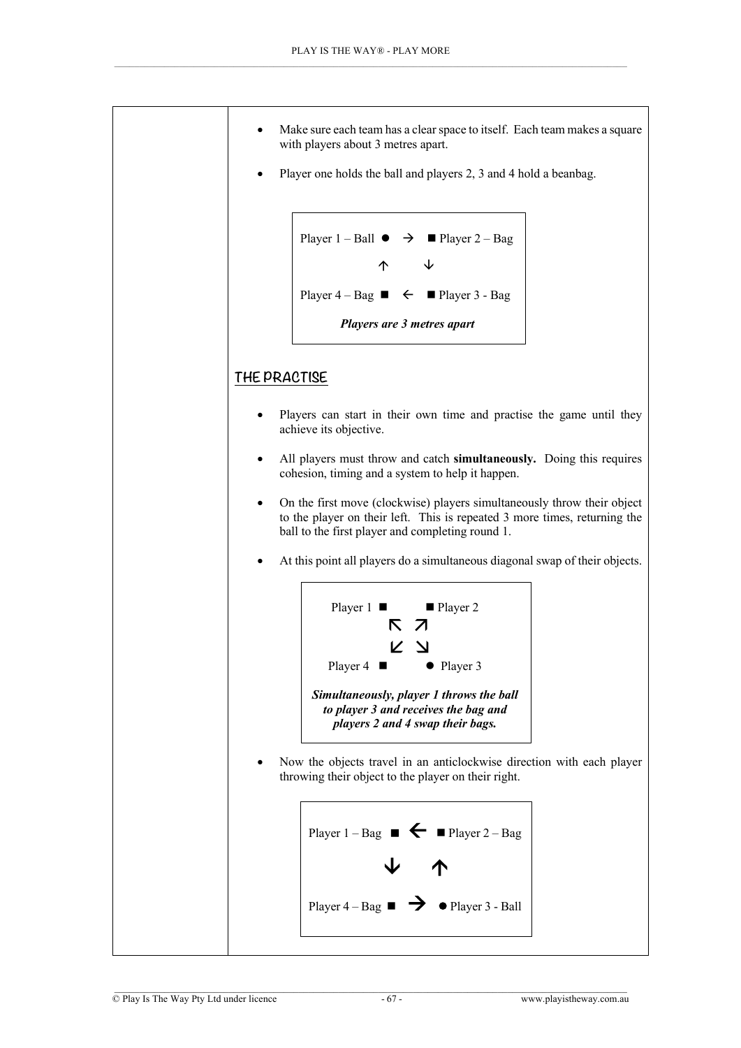- Make sure each team has a clear space to itself. Each team makes a square with players about 3 metres apart.
- Player one holds the ball and players 2, 3 and 4 hold a beanbag.

```
Player 1 – Ball  ●  →  ■ Player 2 – Bag
                 ↑      ↓
Player 4 – Bag  ■  ←  ■ Player 3 - Bag
```

***Players are 3 metres apart***

## THE PRACTISE

- Players can start in their own time and practise the game until they achieve its objective.
- All players must throw and catch **simultaneously.** Doing this requires cohesion, timing and a system to help it happen.
- On the first move (clockwise) players simultaneously throw their object to the player on their left. This is repeated 3 more times, returning the ball to the first player and completing round 1.
- At this point all players do a simultaneous diagonal swap of their objects.

```
Player 1  ■          ■ Player 2
             ↖  ↗
             ↙  ↘
Player 4  ■          ● Player 3
```

***Simultaneously, player 1 throws the ball to player 3 and receives the bag and players 2 and 4 swap their bags.***

- Now the objects travel in an anticlockwise direction with each player throwing their object to the player on their right.

```
Player 1 – Bag  ■  ←  ■ Player 2 – Bag
                ↓      ↑
Player 4 – Bag  ■  →  ● Player 3 - Ball
```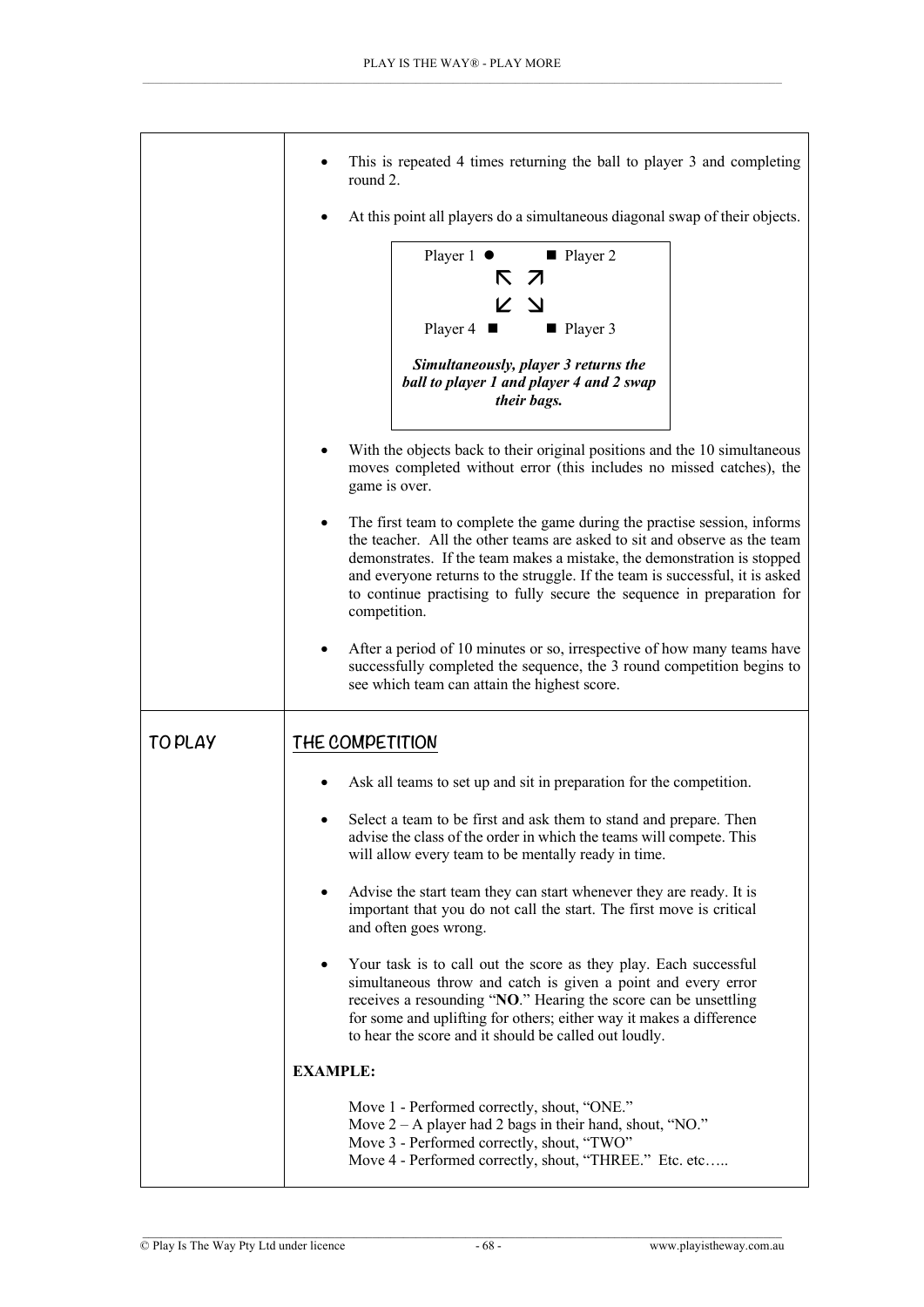| | |
|---|---|
| | • This is repeated 4 times returning the ball to player 3 and completing round 2.<br><br>• At this point all players do a simultaneous diagonal swap of their objects.<br><br>Player 1 ● ■ Player 2<br>↖ ↗<br>↙ ↘<br>Player 4 ■ ■ Player 3<br><br>***Simultaneously, player 3 returns the ball to player 1 and player 4 and 2 swap their bags.***<br><br>• With the objects back to their original positions and the 10 simultaneous moves completed without error (this includes no missed catches), the game is over.<br><br>• The first team to complete the game during the practise session, informs the teacher. All the other teams are asked to sit and observe as the team demonstrates. If the team makes a mistake, the demonstration is stopped and everyone returns to the struggle. If the team is successful, it is asked to continue practising to fully secure the sequence in preparation for competition.<br><br>• After a period of 10 minutes or so, irrespective of how many teams have successfully completed the sequence, the 3 round competition begins to see which team can attain the highest score. |
| TO PLAY | <u>THE COMPETITION</u><br><br>• Ask all teams to set up and sit in preparation for the competition.<br><br>• Select a team to be first and ask them to stand and prepare. Then advise the class of the order in which the teams will compete. This will allow every team to be mentally ready in time.<br><br>• Advise the start team they can start whenever they are ready. It is important that you do not call the start. The first move is critical and often goes wrong.<br><br>• Your task is to call out the score as they play. Each successful simultaneous throw and catch is given a point and every error receives a resounding "**NO**." Hearing the score can be unsettling for some and uplifting for others; either way it makes a difference to hear the score and it should be called out loudly.<br><br>**EXAMPLE:**<br><br>Move 1 - Performed correctly, shout, "ONE."<br>Move 2 – A player had 2 bags in their hand, shout, "NO."<br>Move 3 - Performed correctly, shout, "TWO"<br>Move 4 - Performed correctly, shout, "THREE." Etc. etc….. |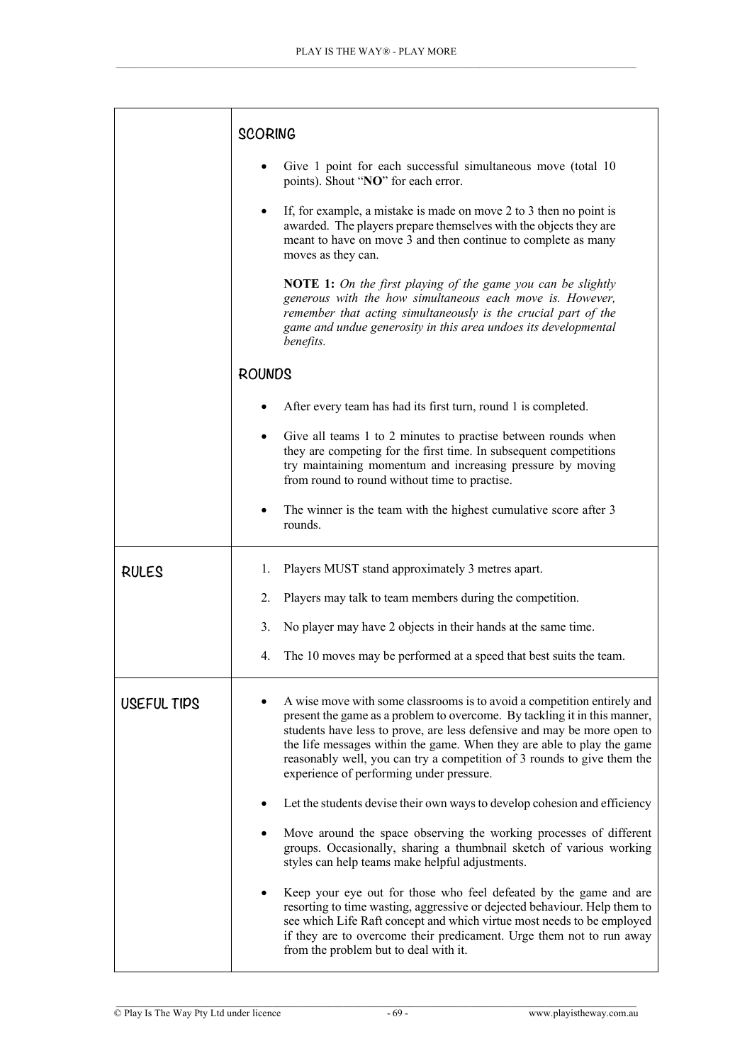| | |
|---|---|
| | **SCORING**<br><br>• Give 1 point for each successful simultaneous move (total 10 points). Shout "**NO**" for each error.<br><br>• If, for example, a mistake is made on move 2 to 3 then no point is awarded. The players prepare themselves with the objects they are meant to have on move 3 and then continue to complete as many moves as they can.<br><br>**NOTE 1:** *On the first playing of the game you can be slightly generous with the how simultaneous each move is. However, remember that acting simultaneously is the crucial part of the game and undue generosity in this area undoes its developmental benefits.*<br><br>**ROUNDS**<br><br>• After every team has had its first turn, round 1 is completed.<br><br>• Give all teams 1 to 2 minutes to practise between rounds when they are competing for the first time. In subsequent competitions try maintaining momentum and increasing pressure by moving from round to round without time to practise.<br><br>• The winner is the team with the highest cumulative score after 3 rounds. |
| **RULES** | 1. Players MUST stand approximately 3 metres apart.<br><br>2. Players may talk to team members during the competition.<br><br>3. No player may have 2 objects in their hands at the same time.<br><br>4. The 10 moves may be performed at a speed that best suits the team. |
| **USEFUL TIPS** | • A wise move with some classrooms is to avoid a competition entirely and present the game as a problem to overcome. By tackling it in this manner, students have less to prove, are less defensive and may be more open to the life messages within the game. When they are able to play the game reasonably well, you can try a competition of 3 rounds to give them the experience of performing under pressure.<br><br>• Let the students devise their own ways to develop cohesion and efficiency<br><br>• Move around the space observing the working processes of different groups. Occasionally, sharing a thumbnail sketch of various working styles can help teams make helpful adjustments.<br><br>• Keep your eye out for those who feel defeated by the game and are resorting to time wasting, aggressive or dejected behaviour. Help them to see which Life Raft concept and which virtue most needs to be employed if they are to overcome their predicament. Urge them not to run away from the problem but to deal with it. |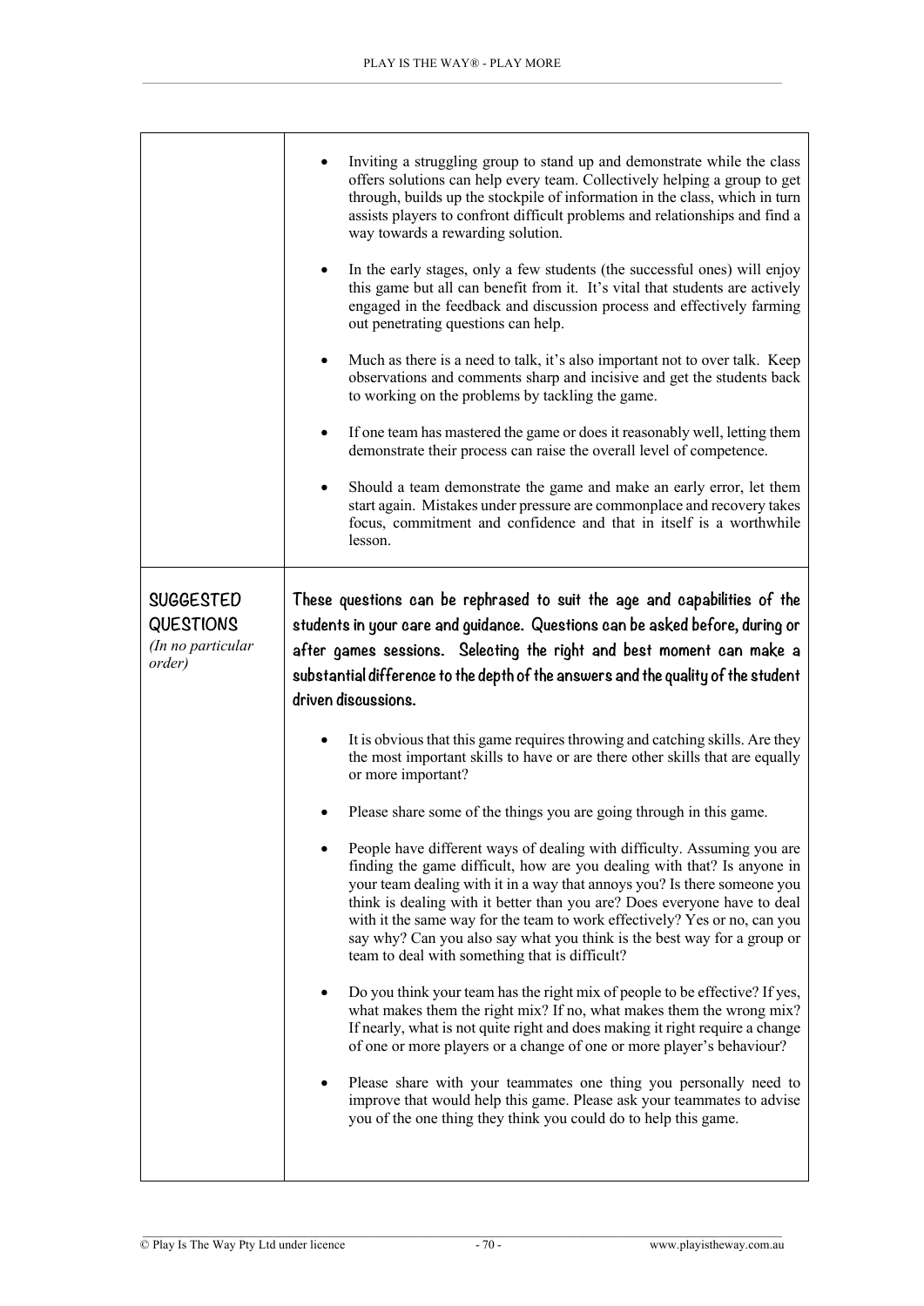| | |
|---|---|
| | • Inviting a struggling group to stand up and demonstrate while the class offers solutions can help every team. Collectively helping a group to get through, builds up the stockpile of information in the class, which in turn assists players to confront difficult problems and relationships and find a way towards a rewarding solution.<br><br>• In the early stages, only a few students (the successful ones) will enjoy this game but all can benefit from it. It's vital that students are actively engaged in the feedback and discussion process and effectively farming out penetrating questions can help.<br><br>• Much as there is a need to talk, it's also important not to over talk. Keep observations and comments sharp and incisive and get the students back to working on the problems by tackling the game.<br><br>• If one team has mastered the game or does it reasonably well, letting them demonstrate their process can raise the overall level of competence.<br><br>• Should a team demonstrate the game and make an early error, let them start again. Mistakes under pressure are commonplace and recovery takes focus, commitment and confidence and that in itself is a worthwhile lesson. |
| **SUGGESTED QUESTIONS**<br>*(In no particular order)* | **These questions can be rephrased to suit the age and capabilities of the students in your care and guidance. Questions can be asked before, during or after games sessions. Selecting the right and best moment can make a substantial difference to the depth of the answers and the quality of the student driven discussions.**<br><br>• It is obvious that this game requires throwing and catching skills. Are they the most important skills to have or are there other skills that are equally or more important?<br><br>• Please share some of the things you are going through in this game.<br><br>• People have different ways of dealing with difficulty. Assuming you are finding the game difficult, how are you dealing with that? Is anyone in your team dealing with it in a way that annoys you? Is there someone you think is dealing with it better than you are? Does everyone have to deal with it the same way for the team to work effectively? Yes or no, can you say why? Can you also say what you think is the best way for a group or team to deal with something that is difficult?<br><br>• Do you think your team has the right mix of people to be effective? If yes, what makes them the right mix? If no, what makes them the wrong mix? If nearly, what is not quite right and does making it right require a change of one or more players or a change of one or more player's behaviour?<br><br>• Please share with your teammates one thing you personally need to improve that would help this game. Please ask your teammates to advise you of the one thing they think you could do to help this game. |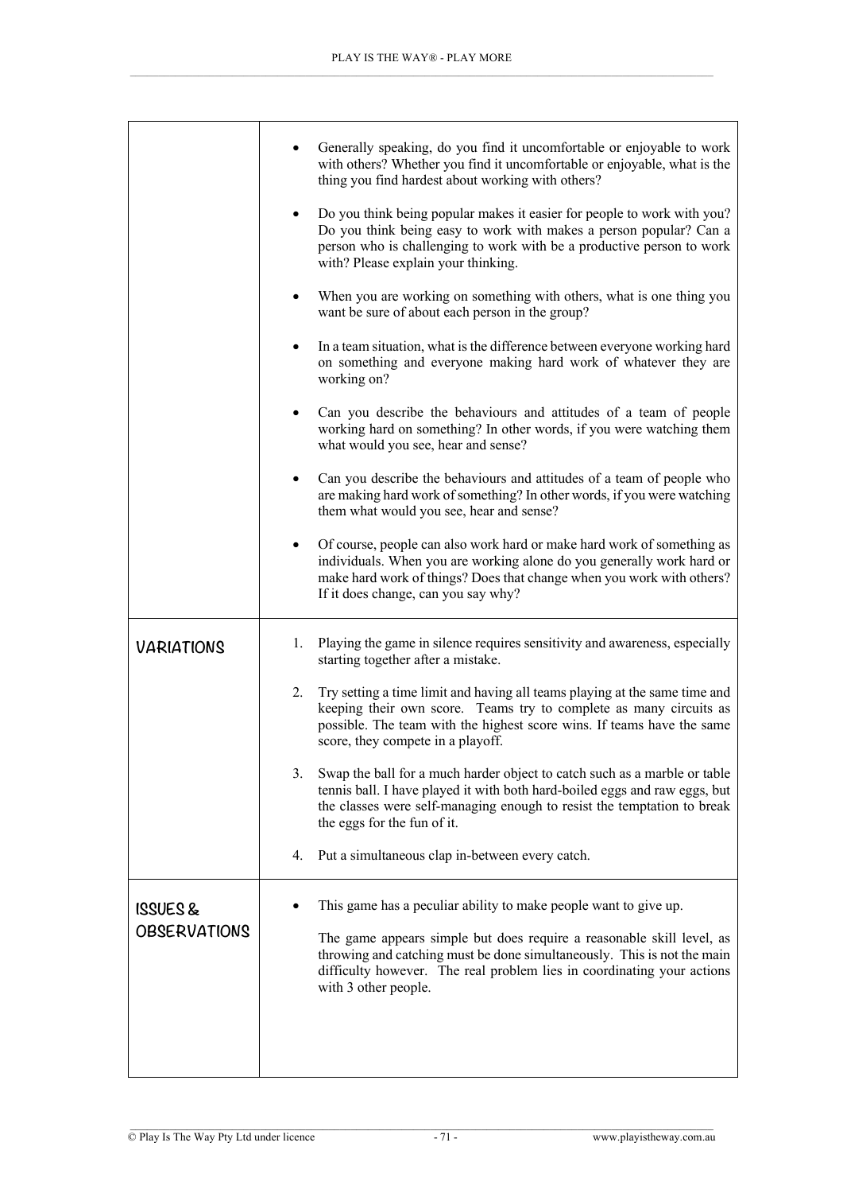| | |
|---|---|
| | • Generally speaking, do you find it uncomfortable or enjoyable to work with others? Whether you find it uncomfortable or enjoyable, what is the thing you find hardest about working with others?<br><br>• Do you think being popular makes it easier for people to work with you? Do you think being easy to work with makes a person popular? Can a person who is challenging to work with be a productive person to work with? Please explain your thinking.<br><br>• When you are working on something with others, what is one thing you want be sure of about each person in the group?<br><br>• In a team situation, what is the difference between everyone working hard on something and everyone making hard work of whatever they are working on?<br><br>• Can you describe the behaviours and attitudes of a team of people working hard on something? In other words, if you were watching them what would you see, hear and sense?<br><br>• Can you describe the behaviours and attitudes of a team of people who are making hard work of something? In other words, if you were watching them what would you see, hear and sense?<br><br>• Of course, people can also work hard or make hard work of something as individuals. When you are working alone do you generally work hard or make hard work of things? Does that change when you work with others? If it does change, can you say why? |
| **VARIATIONS** | 1. Playing the game in silence requires sensitivity and awareness, especially starting together after a mistake.<br><br>2. Try setting a time limit and having all teams playing at the same time and keeping their own score. Teams try to complete as many circuits as possible. The team with the highest score wins. If teams have the same score, they compete in a playoff.<br><br>3. Swap the ball for a much harder object to catch such as a marble or table tennis ball. I have played it with both hard-boiled eggs and raw eggs, but the classes were self-managing enough to resist the temptation to break the eggs for the fun of it.<br><br>4. Put a simultaneous clap in-between every catch. |
| **ISSUES & OBSERVATIONS** | • This game has a peculiar ability to make people want to give up.<br><br>The game appears simple but does require a reasonable skill level, as throwing and catching must be done simultaneously. This is not the main difficulty however. The real problem lies in coordinating your actions with 3 other people. |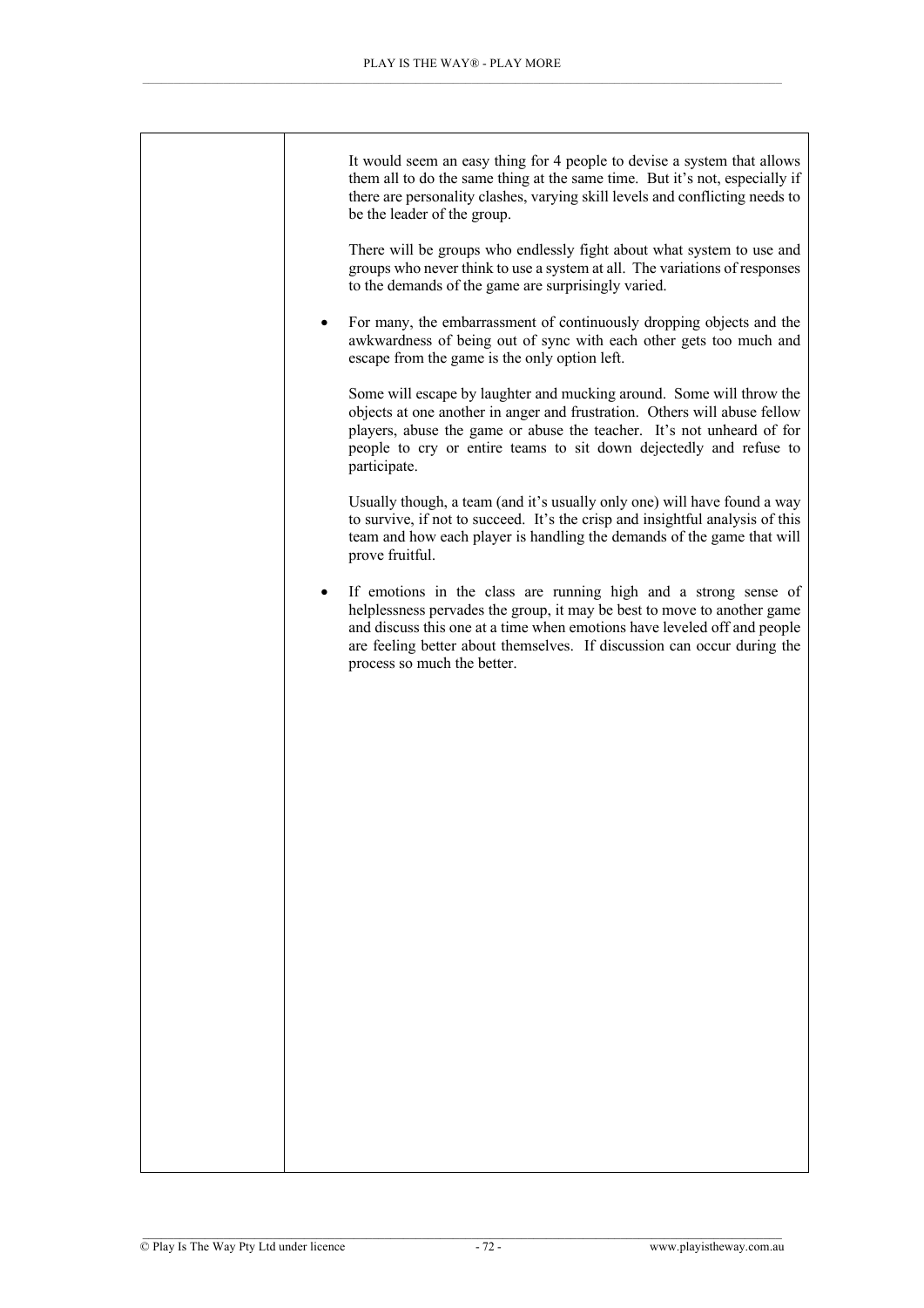It would seem an easy thing for 4 people to devise a system that allows them all to do the same thing at the same time. But it's not, especially if there are personality clashes, varying skill levels and conflicting needs to be the leader of the group.

There will be groups who endlessly fight about what system to use and groups who never think to use a system at all. The variations of responses to the demands of the game are surprisingly varied.

- For many, the embarrassment of continuously dropping objects and the awkwardness of being out of sync with each other gets too much and escape from the game is the only option left.

  Some will escape by laughter and mucking around. Some will throw the objects at one another in anger and frustration. Others will abuse fellow players, abuse the game or abuse the teacher. It's not unheard of for people to cry or entire teams to sit down dejectedly and refuse to participate.

  Usually though, a team (and it's usually only one) will have found a way to survive, if not to succeed. It's the crisp and insightful analysis of this team and how each player is handling the demands of the game that will prove fruitful.

- If emotions in the class are running high and a strong sense of helplessness pervades the group, it may be best to move to another game and discuss this one at a time when emotions have leveled off and people are feeling better about themselves. If discussion can occur during the process so much the better.